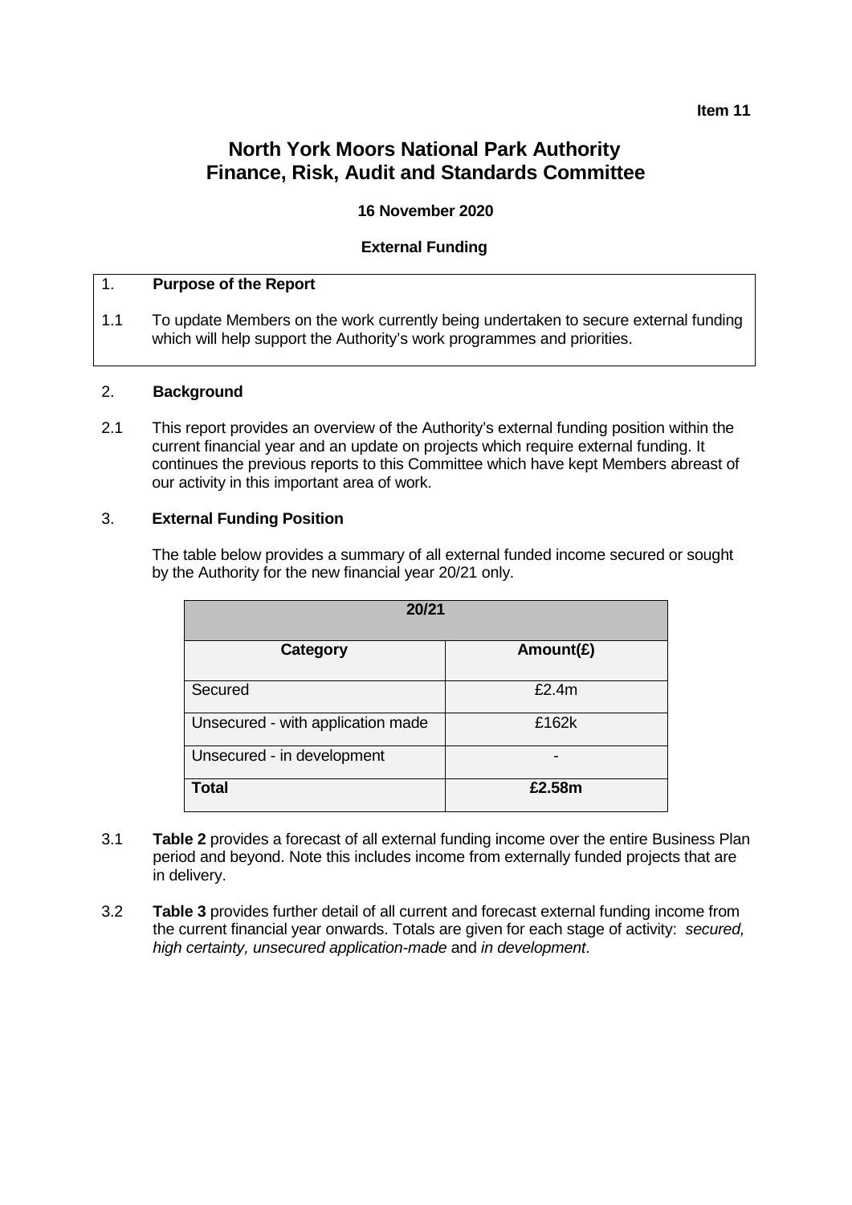Item 11

# North York Moors National Park Authority
# Finance, Risk, Audit and Standards Committee

**16 November 2020**

**External Funding**

## 1. Purpose of the Report

1.1 To update Members on the work currently being undertaken to secure external funding which will help support the Authority's work programmes and priorities.

## 2. Background

2.1 This report provides an overview of the Authority's external funding position within the current financial year and an update on projects which require external funding. It continues the previous reports to this Committee which have kept Members abreast of our activity in this important area of work.

## 3. External Funding Position

The table below provides a summary of all external funded income secured or sought by the Authority for the new financial year 20/21 only.

| 20/21 | |
|---|---|
| **Category** | **Amount(£)** |
| Secured | £2.4m |
| Unsecured - with application made | £162k |
| Unsecured - in development | - |
| **Total** | **£2.58m** |

3.1 **Table 2** provides a forecast of all external funding income over the entire Business Plan period and beyond. Note this includes income from externally funded projects that are in delivery.

3.2 **Table 3** provides further detail of all current and forecast external funding income from the current financial year onwards. Totals are given for each stage of activity: *secured, high certainty, unsecured application-made* and *in development*.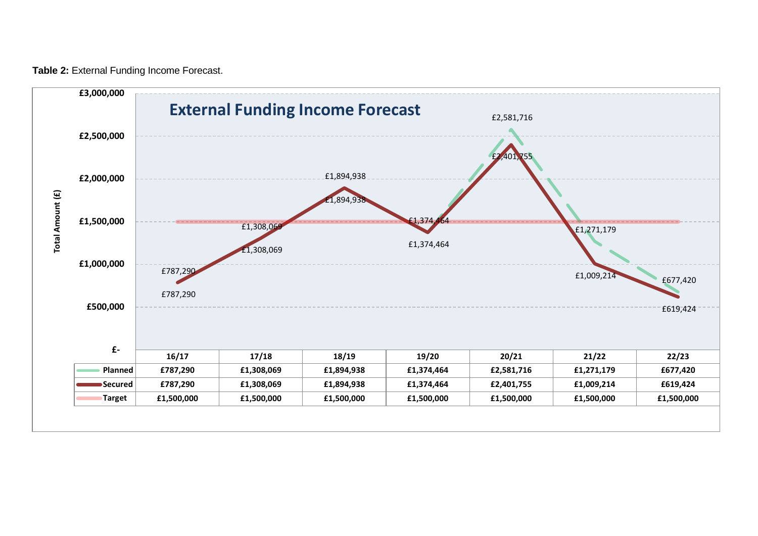**Table 2:** External Funding Income Forecast.

## External Funding Income Forecast

| | 16/17 | 17/18 | 18/19 | 19/20 | 20/21 | 21/22 | 22/23 |
|---|---|---|---|---|---|---|---|
| Planned | £787,290 | £1,308,069 | £1,894,938 | £1,374,464 | £2,581,716 | £1,271,179 | £677,420 |
| Secured | £787,290 | £1,308,069 | £1,894,938 | £1,374,464 | £2,401,755 | £1,009,214 | £619,424 |
| Target | £1,500,000 | £1,500,000 | £1,500,000 | £1,500,000 | £1,500,000 | £1,500,000 | £1,500,000 |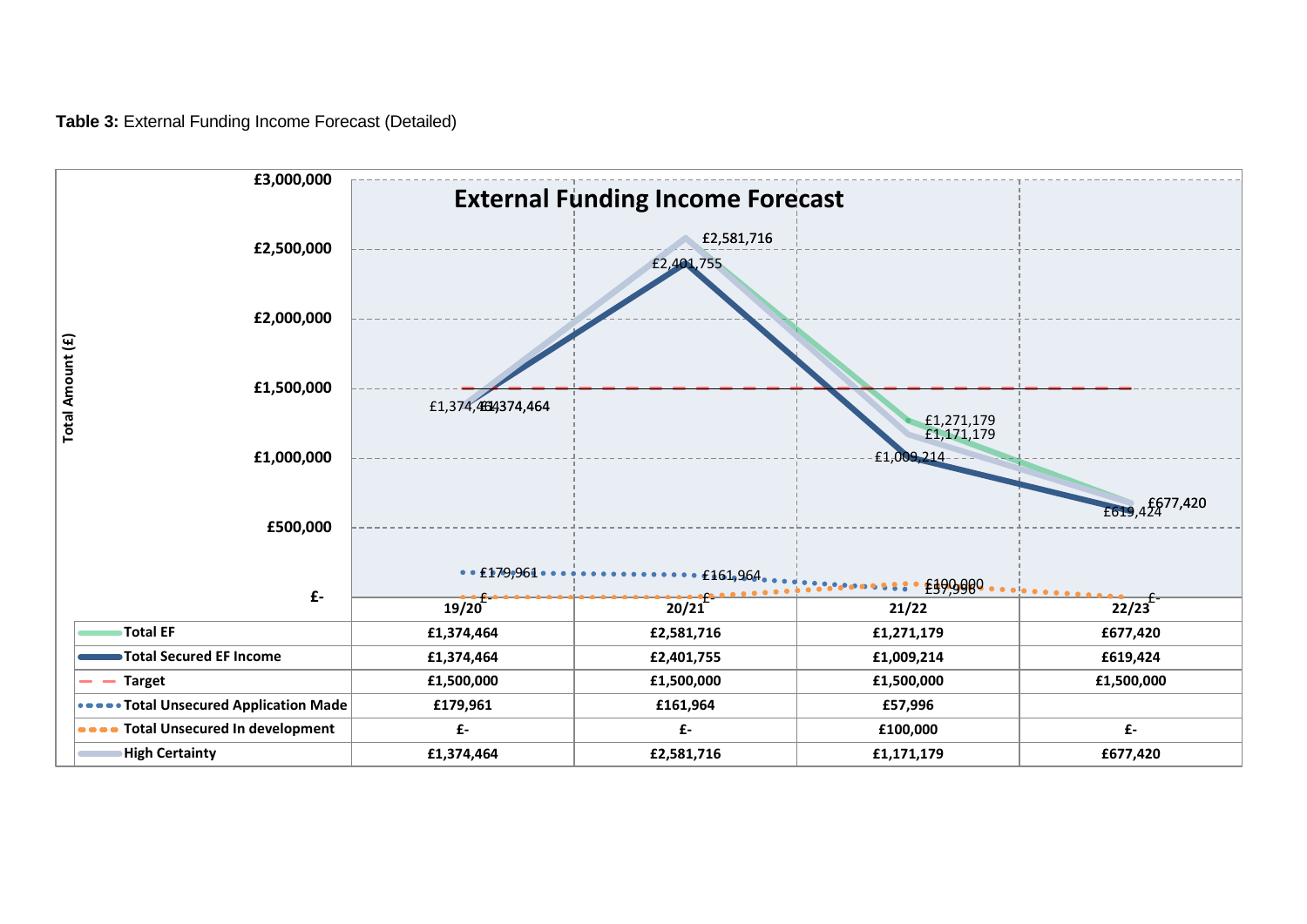**Table 3:** External Funding Income Forecast (Detailed)

External Funding Income Forecast

| | 19/20 | 20/21 | 21/22 | 22/23 |
|---|---|---|---|---|
| Total EF | £1,374,464 | £2,581,716 | £1,271,179 | £677,420 |
| Total Secured EF Income | £1,374,464 | £2,401,755 | £1,009,214 | £619,424 |
| Target | £1,500,000 | £1,500,000 | £1,500,000 | £1,500,000 |
| Total Unsecured Application Made | £179,961 | £161,964 | £57,996 | |
| Total Unsecured In development | £- | £- | £100,000 | £- |
| High Certainty | £1,374,464 | £2,581,716 | £1,171,179 | £677,420 |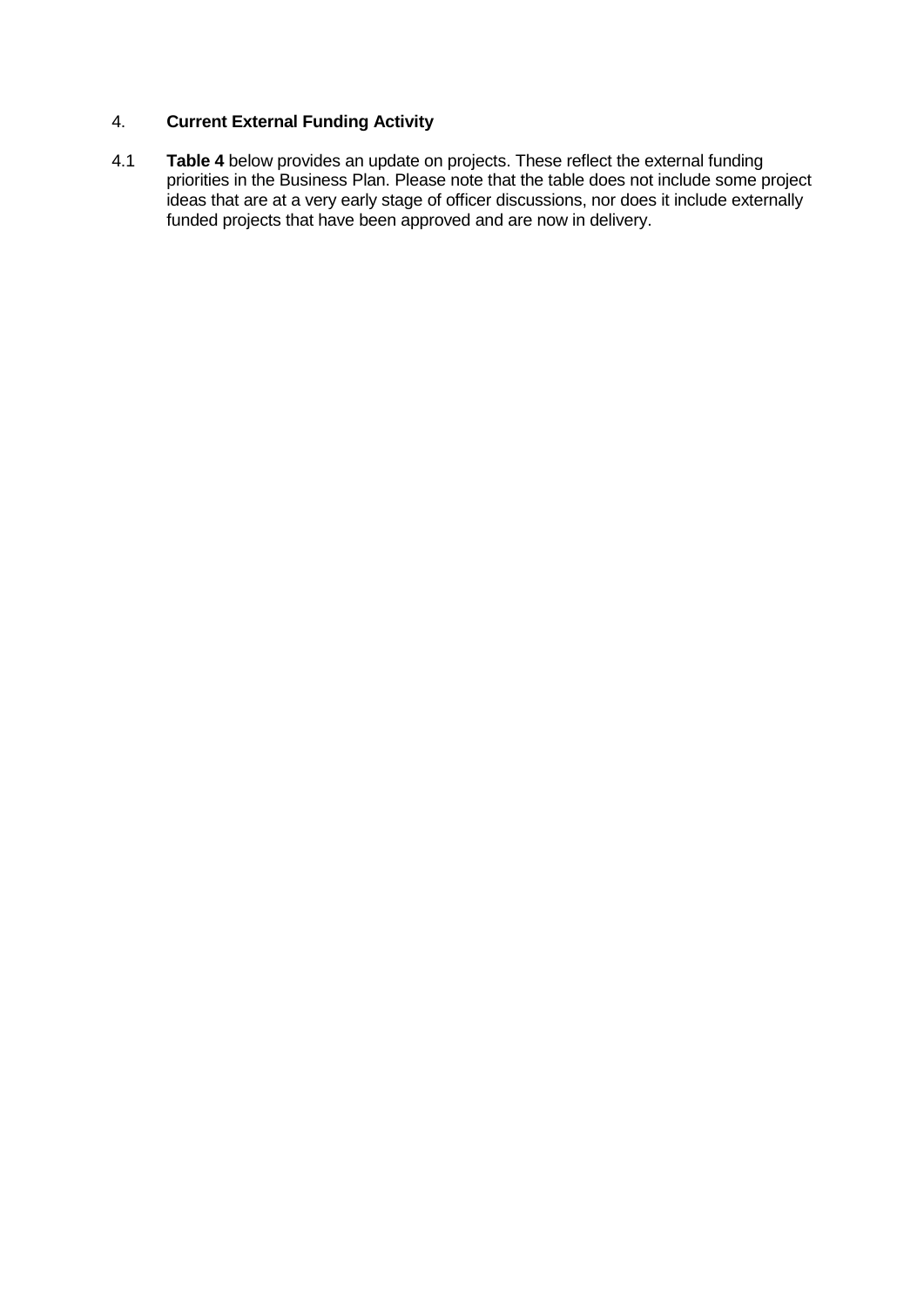## 4. **Current External Funding Activity**

4.1 **Table 4** below provides an update on projects. These reflect the external funding priorities in the Business Plan. Please note that the table does not include some project ideas that are at a very early stage of officer discussions, nor does it include externally funded projects that have been approved and are now in delivery.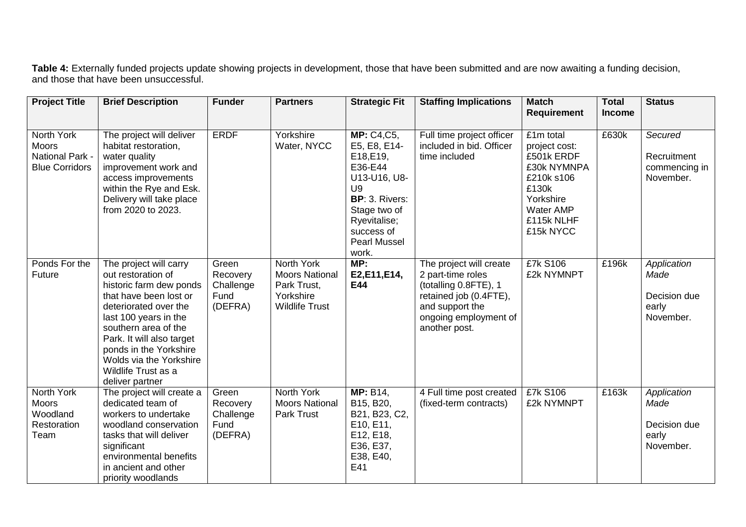**Table 4:** Externally funded projects update showing projects in development, those that have been submitted and are now awaiting a funding decision, and those that have been unsuccessful.

| Project Title | Brief Description | Funder | Partners | Strategic Fit | Staffing Implications | Match Requirement | Total Income | Status |
|---|---|---|---|---|---|---|---|---|
| North York Moors National Park - Blue Corridors | The project will deliver habitat restoration, water quality improvement work and access improvements within the Rye and Esk. Delivery will take place from 2020 to 2023. | ERDF | Yorkshire Water, NYCC | **MP:** C4,C5, E5, E8, E14-E18,E19, E36-E44 U13-U16, U8-U9 **BP**: 3. Rivers: Stage two of Ryevitalise; success of Pearl Mussel work. | Full time project officer included in bid. Officer time included | £1m total project cost: £501k ERDF £30k NYMNPA £210k s106 £130k Yorkshire Water AMP £115k NLHF £15k NYCC | £630k | *Secured* Recruitment commencing in November. |
| Ponds For the Future | The project will carry out restoration of historic farm dew ponds that have been lost or deteriorated over the last 100 years in the southern area of the Park. It will also target ponds in the Yorkshire Wolds via the Yorkshire Wildlife Trust as a deliver partner | Green Recovery Challenge Fund (DEFRA) | North York Moors National Park Trust, Yorkshire Wildlife Trust | **MP: E2,E11,E14, E44** | The project will create 2 part-time roles (totalling 0.8FTE), 1 retained job (0.4FTE), and support the ongoing employment of another post. | £7k S106 £2k NYMNPT | £196k | *Application Made* Decision due early November. |
| North York Moors Woodland Restoration Team | The project will create a dedicated team of workers to undertake woodland conservation tasks that will deliver significant environmental benefits in ancient and other priority woodlands | Green Recovery Challenge Fund (DEFRA) | North York Moors National Park Trust | **MP:** B14, B15, B20, B21, B23, C2, E10, E11, E12, E18, E36, E37, E38, E40, E41 | 4 Full time post created (fixed-term contracts) | £7k S106 £2k NYMNPT | £163k | *Application Made* Decision due early November. |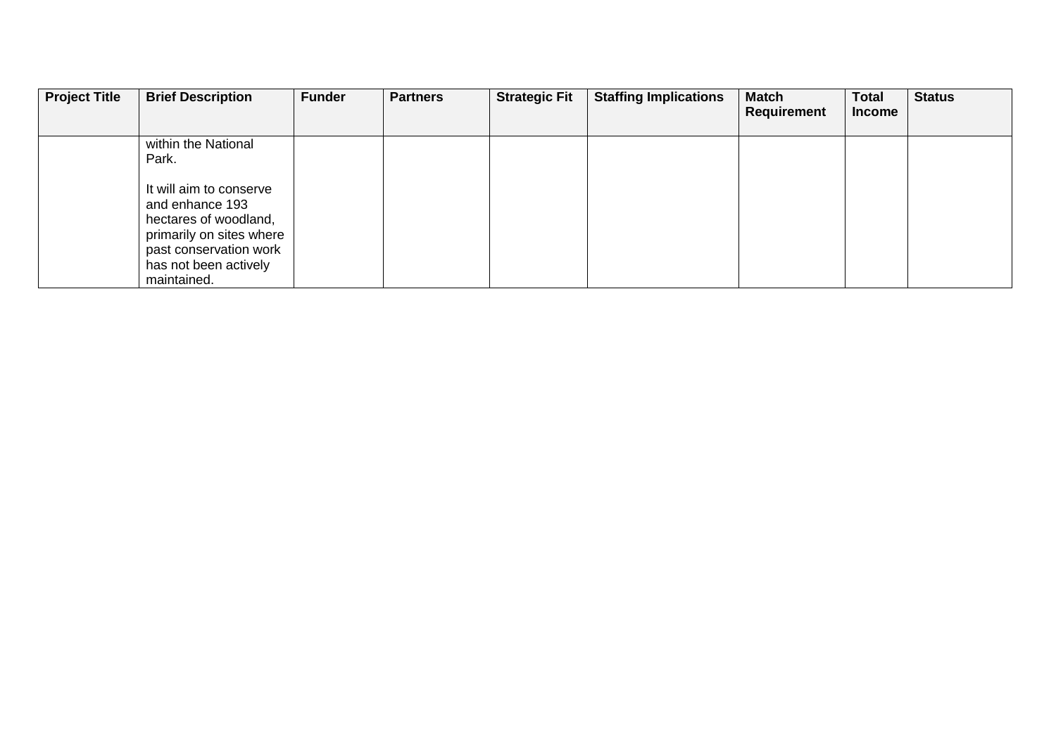| Project Title | Brief Description | Funder | Partners | Strategic Fit | Staffing Implications | Match Requirement | Total Income | Status |
|---|---|---|---|---|---|---|---|---|
| | within the National Park.<br><br>It will aim to conserve and enhance 193 hectares of woodland, primarily on sites where past conservation work has not been actively maintained. | | | | | | | |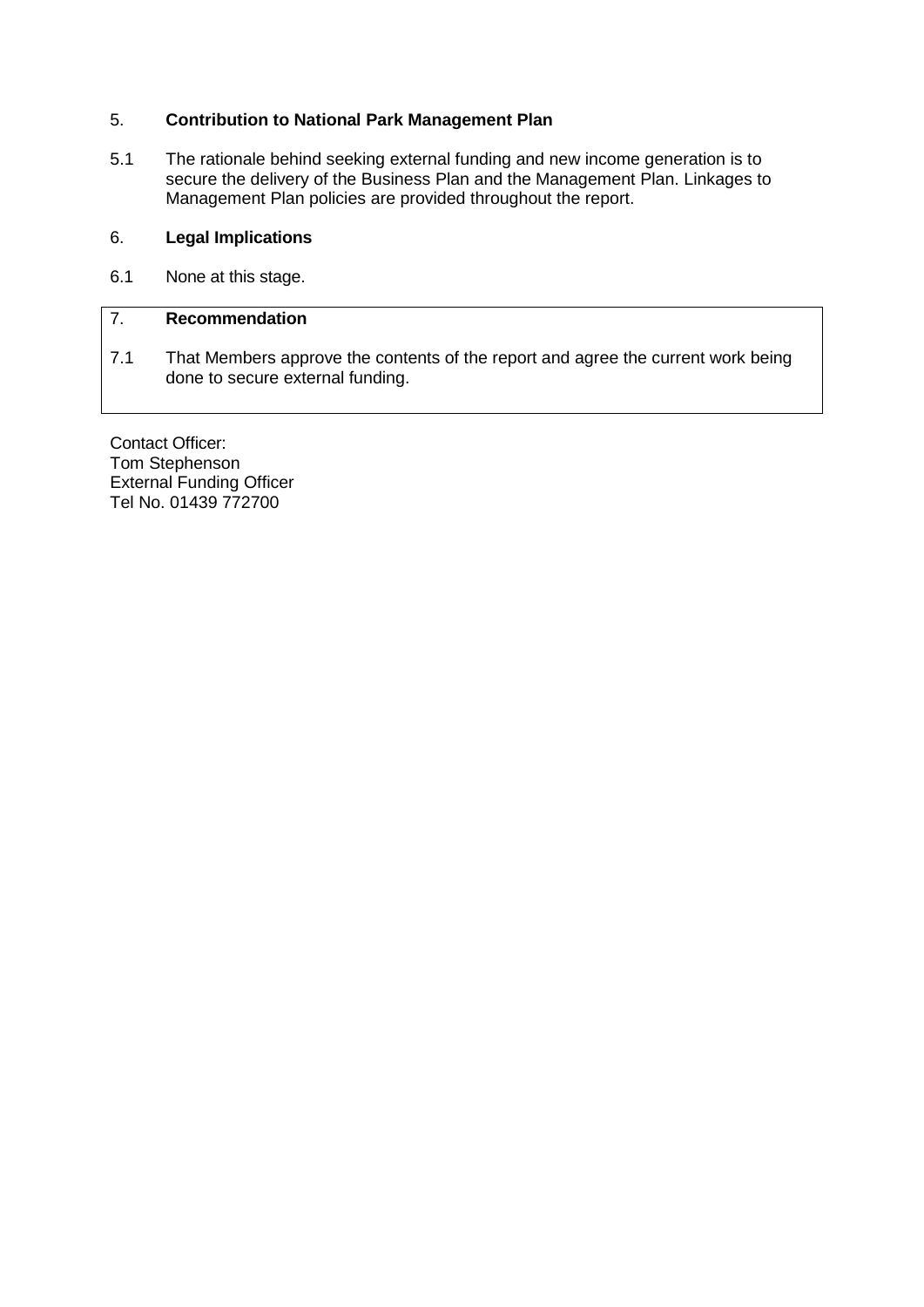## 5. Contribution to National Park Management Plan

5.1 The rationale behind seeking external funding and new income generation is to secure the delivery of the Business Plan and the Management Plan. Linkages to Management Plan policies are provided throughout the report.

## 6. Legal Implications

6.1 None at this stage.

## 7. Recommendation

7.1 That Members approve the contents of the report and agree the current work being done to secure external funding.

Contact Officer:
Tom Stephenson
External Funding Officer
Tel No. 01439 772700